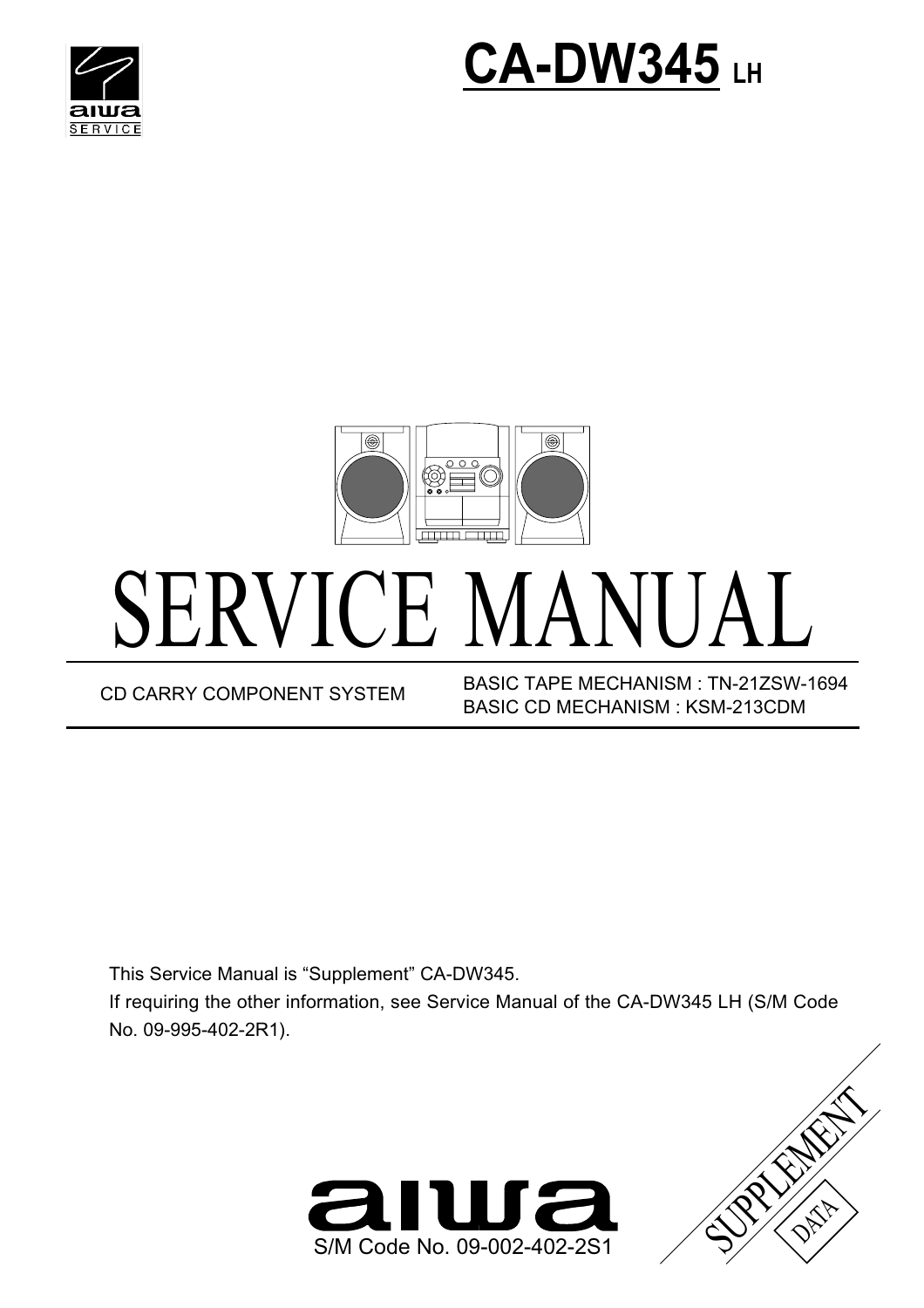aiwa SERVICE

# CA-DW345 LH

# SERVICE MANUAL

| CD CARRY COMPONENT SYSTEM | BASIC TAPE MECHANISM : TN-21ZSW-1694<br>BASIC CD MECHANISM : KSM-213CDM |
|---|---|

This Service Manual is “Supplement” CA-DW345.
If requiring the other information, see Service Manual of the CA-DW345 LH (S/M Code No. 09-995-402-2R1).

aiwa

S/M Code No. 09-002-402-2S1

SUPPLEMENT

DATA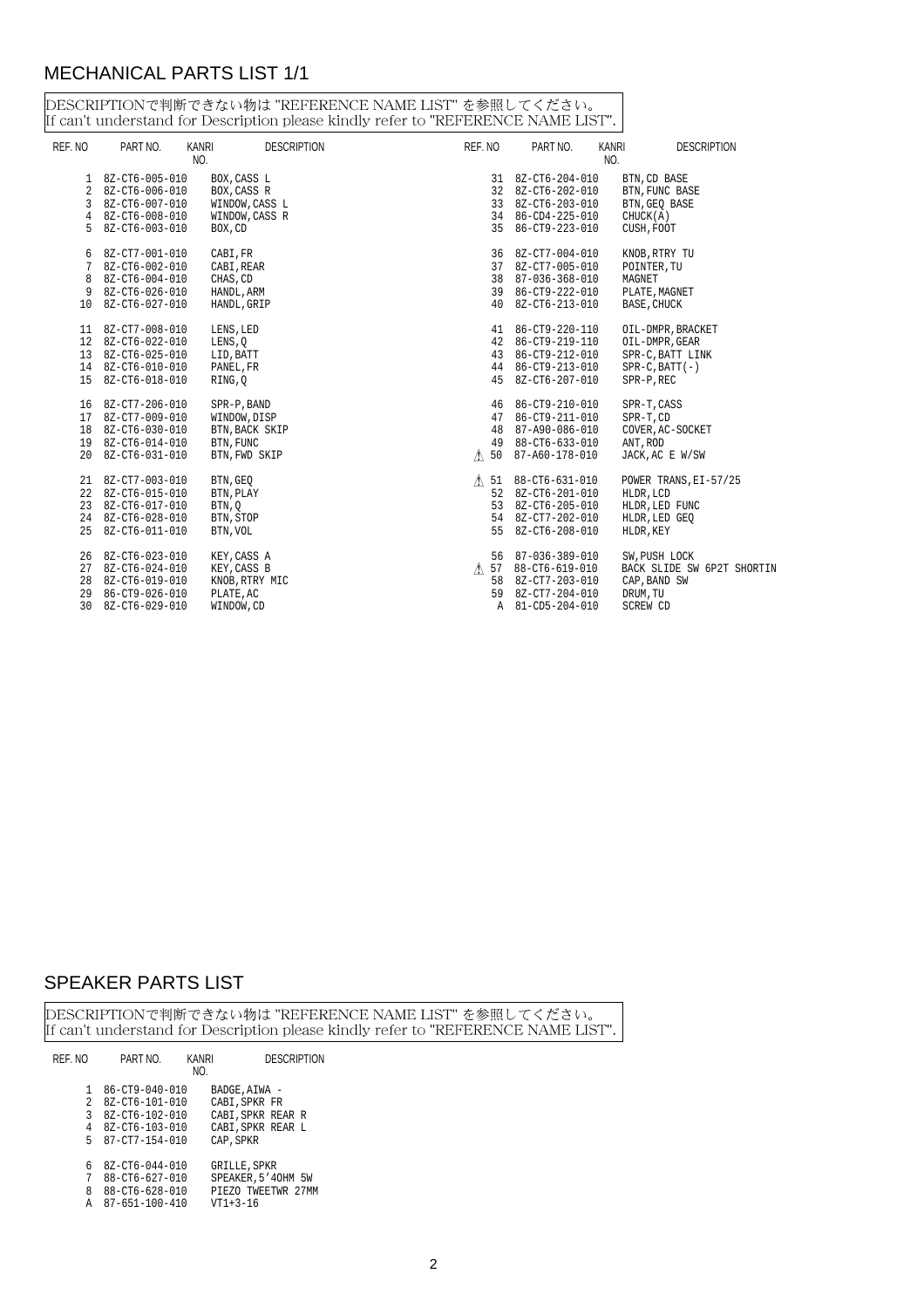## MECHANICAL PARTS LIST 1/1

DESCRIPTIONで判断できない物は "REFERENCE NAME LIST" を参照してください。
If can't understand for Description please kindly refer to "REFERENCE NAME LIST".

| REF. NO | PART NO. | KANRI NO. | DESCRIPTION |
|---|---|---|---|
| 1 | 8Z-CT6-005-010 | | BOX,CASS L |
| 2 | 8Z-CT6-006-010 | | BOX,CASS R |
| 3 | 8Z-CT6-007-010 | | WINDOW,CASS L |
| 4 | 8Z-CT6-008-010 | | WINDOW,CASS R |
| 5 | 8Z-CT6-003-010 | | BOX,CD |
| 6 | 8Z-CT7-001-010 | | CABI,FR |
| 7 | 8Z-CT6-002-010 | | CABI,REAR |
| 8 | 8Z-CT6-004-010 | | CHAS,CD |
| 9 | 8Z-CT6-026-010 | | HANDL,ARM |
| 10 | 8Z-CT6-027-010 | | HANDL,GRIP |
| 11 | 8Z-CT7-008-010 | | LENS,LED |
| 12 | 8Z-CT6-022-010 | | LENS,Q |
| 13 | 8Z-CT6-025-010 | | LID,BATT |
| 14 | 8Z-CT6-010-010 | | PANEL,FR |
| 15 | 8Z-CT6-018-010 | | RING,Q |
| 16 | 8Z-CT7-206-010 | | SPR-P,BAND |
| 17 | 8Z-CT7-009-010 | | WINDOW,DISP |
| 18 | 8Z-CT6-030-010 | | BTN,BACK SKIP |
| 19 | 8Z-CT6-014-010 | | BTN,FUNC |
| 20 | 8Z-CT6-031-010 | | BTN,FWD SKIP |
| 21 | 8Z-CT7-003-010 | | BTN,GEQ |
| 22 | 8Z-CT6-015-010 | | BTN,PLAY |
| 23 | 8Z-CT6-017-010 | | BTN,Q |
| 24 | 8Z-CT6-028-010 | | BTN,STOP |
| 25 | 8Z-CT6-011-010 | | BTN,VOL |
| 26 | 8Z-CT6-023-010 | | KEY,CASS A |
| 27 | 8Z-CT6-024-010 | | KEY,CASS B |
| 28 | 8Z-CT6-019-010 | | KNOB,RTRY MIC |
| 29 | 86-CT9-026-010 | | PLATE,AC |
| 30 | 8Z-CT6-029-010 | | WINDOW,CD |
| 31 | 8Z-CT6-204-010 | | BTN,CD BASE |
| 32 | 8Z-CT6-202-010 | | BTN,FUNC BASE |
| 33 | 8Z-CT6-203-010 | | BTN,GEQ BASE |
| 34 | 86-CD4-225-010 | | CHUCK(A) |
| 35 | 86-CT9-223-010 | | CUSH,FOOT |
| 36 | 8Z-CT7-004-010 | | KNOB,RTRY TU |
| 37 | 8Z-CT7-005-010 | | POINTER,TU |
| 38 | 87-036-368-010 | | MAGNET |
| 39 | 86-CT9-222-010 | | PLATE,MAGNET |
| 40 | 8Z-CT6-213-010 | | BASE,CHUCK |
| 41 | 86-CT9-220-110 | | OIL-DMPR,BRACKET |
| 42 | 86-CT9-219-110 | | OIL-DMPR,GEAR |
| 43 | 86-CT9-212-010 | | SPR-C,BATT LINK |
| 44 | 86-CT9-213-010 | | SPR-C,BATT(-) |
| 45 | 8Z-CT6-207-010 | | SPR-P,REC |
| 46 | 86-CT9-210-010 | | SPR-T,CASS |
| 47 | 86-CT9-211-010 | | SPR-T,CD |
| 48 | 87-A90-086-010 | | COVER,AC-SOCKET |
| 49 | 88-CT6-633-010 | | ANT,ROD |
| ⚠ 50 | 87-A60-178-010 | | JACK,AC E W/SW |
| ⚠ 51 | 88-CT6-631-010 | | POWER TRANS,EI-57/25 |
| 52 | 8Z-CT6-201-010 | | HLDR,LCD |
| 53 | 8Z-CT6-205-010 | | HLDR,LED FUNC |
| 54 | 8Z-CT7-202-010 | | HLDR,LED GEQ |
| 55 | 8Z-CT6-208-010 | | HLDR,KEY |
| 56 | 87-036-389-010 | | SW,PUSH LOCK |
| ⚠ 57 | 88-CT6-619-010 | | BACK SLIDE SW 6P2T SHORTIN |
| 58 | 8Z-CT7-203-010 | | CAP,BAND SW |
| 59 | 8Z-CT7-204-010 | | DRUM,TU |
| A | 81-CD5-204-010 | | SCREW CD |

## SPEAKER PARTS LIST

DESCRIPTIONで判断できない物は "REFERENCE NAME LIST" を参照してください。
If can't understand for Description please kindly refer to "REFERENCE NAME LIST".

| REF. NO | PART NO. | KANRI NO. | DESCRIPTION |
|---|---|---|---|
| 1 | 86-CT9-040-010 | | BADGE,AIWA - |
| 2 | 8Z-CT6-101-010 | | CABI,SPKR FR |
| 3 | 8Z-CT6-102-010 | | CABI,SPKR REAR R |
| 4 | 8Z-CT6-103-010 | | CABI,SPKR REAR L |
| 5 | 87-CT7-154-010 | | CAP,SPKR |
| 6 | 8Z-CT6-044-010 | | GRILLE,SPKR |
| 7 | 88-CT6-627-010 | | SPEAKER,5'4OHM 5W |
| 8 | 88-CT6-628-010 | | PIEZO TWEETWR 27MM |
| A | 87-651-100-410 | | VT1+3-16 |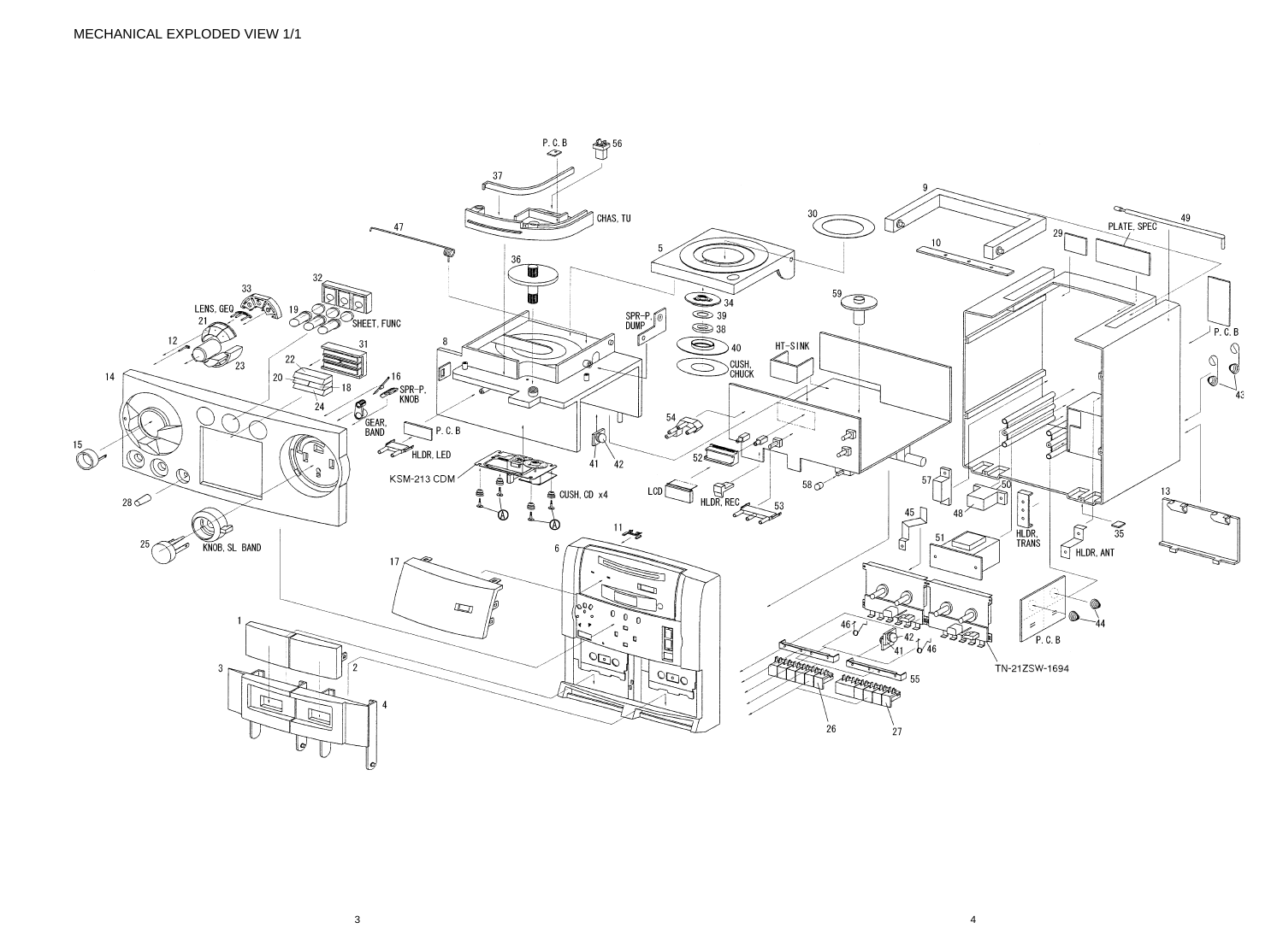MECHANICAL EXPLODED VIEW 1/1

P. C. B
56
37
CHAS, TU
47
36
SPR-P, DUMP
8
P. C. B
HLDR, LED
KSM-213 CDM
CUSH, CD x4
41
42
A
A
11
6
17
1
2
3
4
33
32
LENS, GEQ
19
21
SHEET, FUNC
12
23
31
22
20
18
16
SPR-P, KNOB
24
GEAR, BAND
14
15
28
25
KNOB, SL BAND
9
30
49
10
PLATE, SPEC
29
5
34
39
38
40
CUSH, CHUCK
59
HT-SINK
54
52
LCD
HLDR, REC
53
58
57
50
48
45
51
HLDR, TRANS
P. C. B
43
13
35
HLDR, ANT
44
P. C. B
TN-21ZSW-1694
46
42
41
46
55
26
27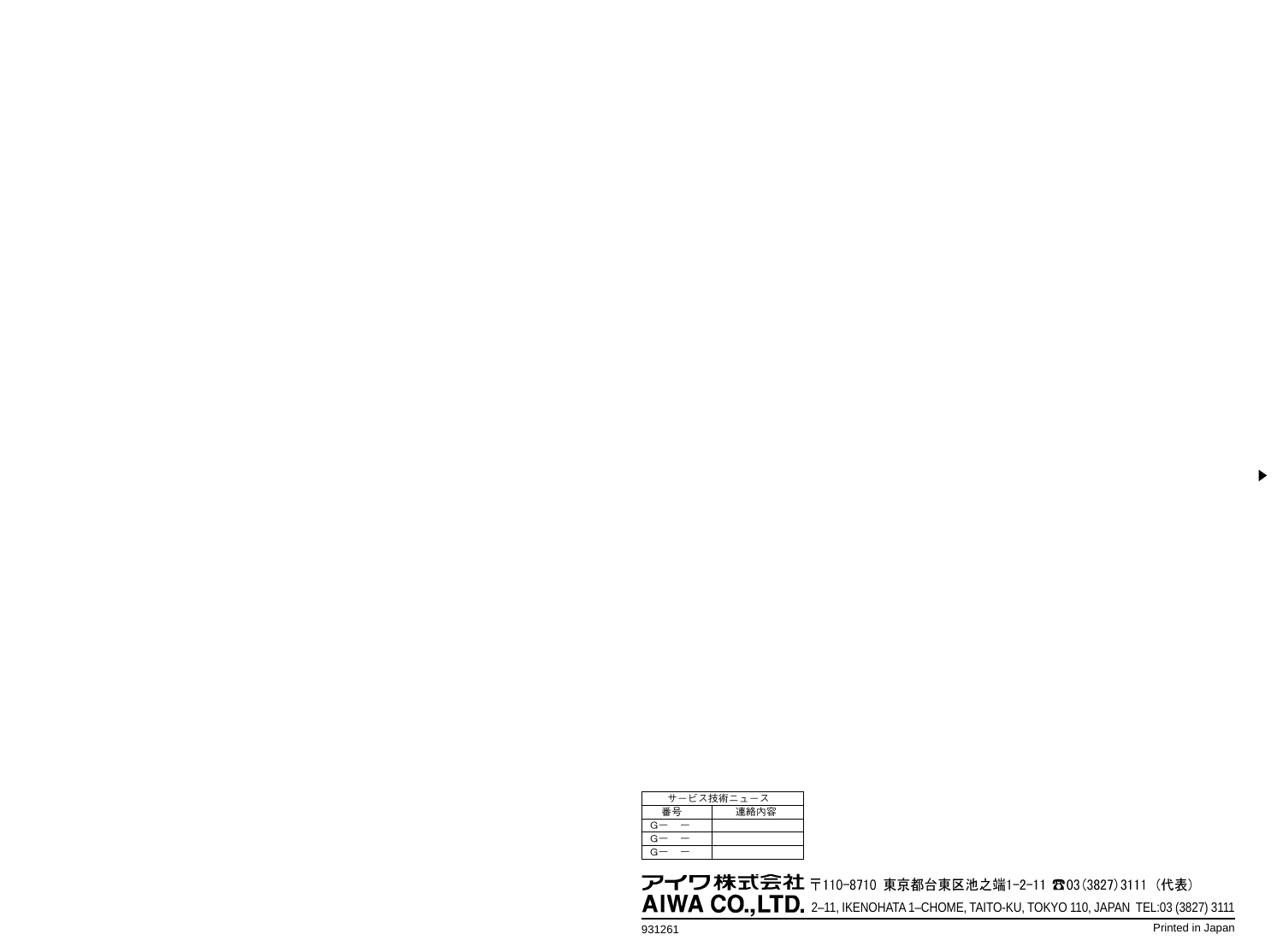| サービス技術ニュース | |
|---|---|
| 番号 | 連絡内容 |
| G－　－ | |
| G－　－ | |
| G－　－ | |

アイワ株式会社 〒110-8710 東京都台東区池之端1-2-11 ☎03(3827)3111（代表）

AIWA CO.,LTD. 2–11, IKENOHATA 1–CHOME, TAITO-KU, TOKYO 110, JAPAN TEL:03 (3827) 3111

931261

Printed in Japan